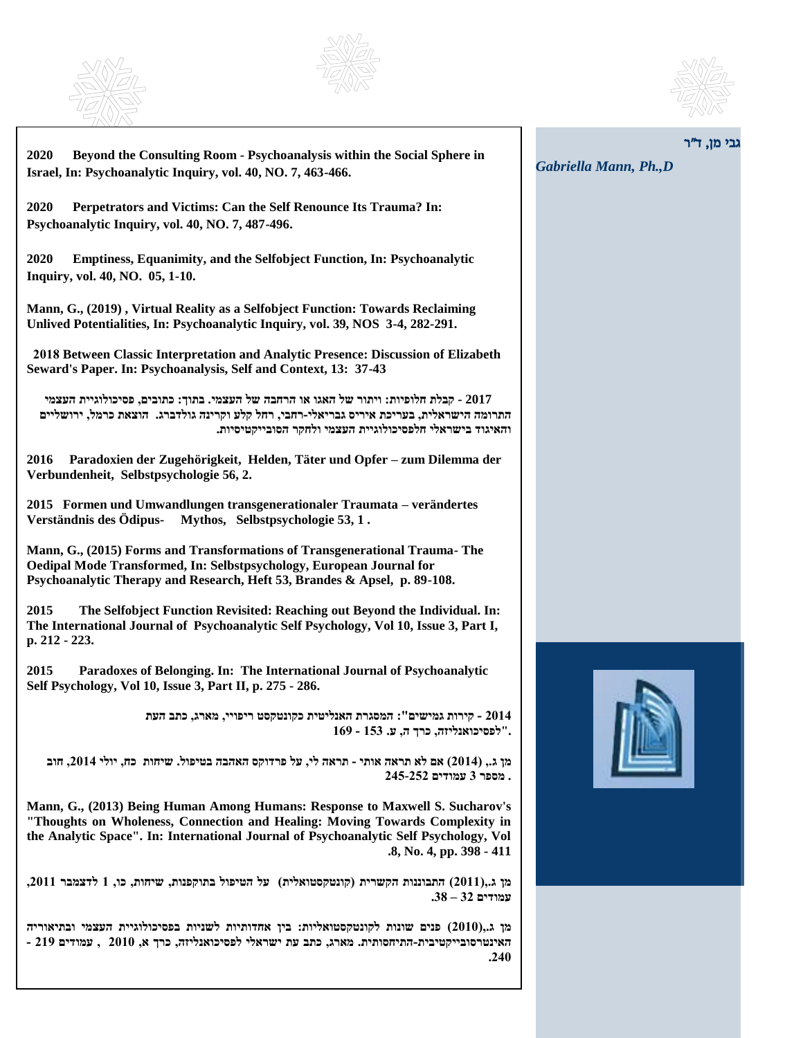**גבי מן, ד"ר**

***Gabriella Mann, Ph.,D***

**2020 Beyond the Consulting Room - Psychoanalysis within the Social Sphere in Israel, In: Psychoanalytic Inquiry, vol. 40, NO. 7, 463-466.**

**2020 Perpetrators and Victims: Can the Self Renounce Its Trauma? In: Psychoanalytic Inquiry, vol. 40, NO. 7, 487-496.**

**2020 Emptiness, Equanimity, and the Selfobject Function, In: Psychoanalytic Inquiry, vol. 40, NO. 05, 1-10.**

**Mann, G., (2019) , Virtual Reality as a Selfobject Function: Towards Reclaiming Unlived Potentialities, In: Psychoanalytic Inquiry, vol. 39, NOS 3-4, 282-291.**

**2018 Between Classic Interpretation and Analytic Presence: Discussion of Elizabeth Seward's Paper. In: Psychoanalysis, Self and Context, 13: 37-43**

**2017 - קבלת חלופיות: ויתור של האגו או הרחבה של העצמי. בתוך: כתובים, פסיכולוגיית העצמי התרומה הישראלית, בעריכת איריס גבריאלי-רחבי, רחל קלע וקרינה גולדברג. הוצאת כרמל, ירושליים והאיגוד בישראלי חלפסיכולוגיית העצמי ולחקר הסובייקטיביות.**

**2016 Paradoxien der Zugehörigkeit, Helden, Täter und Opfer – zum Dilemma der Verbundenheit, Selbstpsychologie 56, 2.**

**2015 Formen und Umwandlungen transgenerationaler Traumata – verändertes Verständnis des Ödipus- Mythos, Selbstpsychologie 53, 1 .**

**Mann, G., (2015) Forms and Transformations of Transgenerational Trauma- The Oedipal Mode Transformed, In: Selbstpsychology, European Journal for Psychoanalytic Therapy and Research, Heft 53, Brandes & Apsel, p. 89-108.**

**2015 The Selfobject Function Revisited: Reaching out Beyond the Individual. In: The International Journal of Psychoanalytic Self Psychology, Vol 10, Issue 3, Part I, p. 212 - 223.**

**2015 Paradoxes of Belonging. In: The International Journal of Psychoanalytic Self Psychology, Vol 10, Issue 3, Part II, p. 275 - 286.**

**2014 - קירות גמישים": המסגרת האנליטית כקונטקסט ריפויי, מארג, כתב העת לפסיכואנליזה, כרך ה, ע. 153 - 169."**

**מן ג., (2014) אם לא תראה אותי - תראה לי, על פרדוקס האהבה בטיפול. שיחות כח, יולי 2014, חוב . מספר 3 עמודים 245-252**

**Mann, G., (2013) Being Human Among Humans: Response to Maxwell S. Sucharov's "Thoughts on Wholeness, Connection and Healing: Moving Towards Complexity in the Analytic Space". In: International Journal of Psychoanalytic Self Psychology, Vol 8, No. 4, pp. 398 - 411.**

**מן ג.,(2011) התבוננות הקשרית (קונטקסטואלית) על הטיפול בתוקפנות, שיחות, כו, 1 לדצמבר 2011, עמודים 32 – 38.**

**מן ג.,(2010) פנים שונות לקונטקסטואליות: בין אחדותיות לשניות בפסיכולוגיית העצמי ובתיאוריה האינטרסובייקטיבית-התיחסותית. מארג, כתב עת ישראלי לפסיכואנליזה, כרך א, 2010 , עמודים 219 - 240.**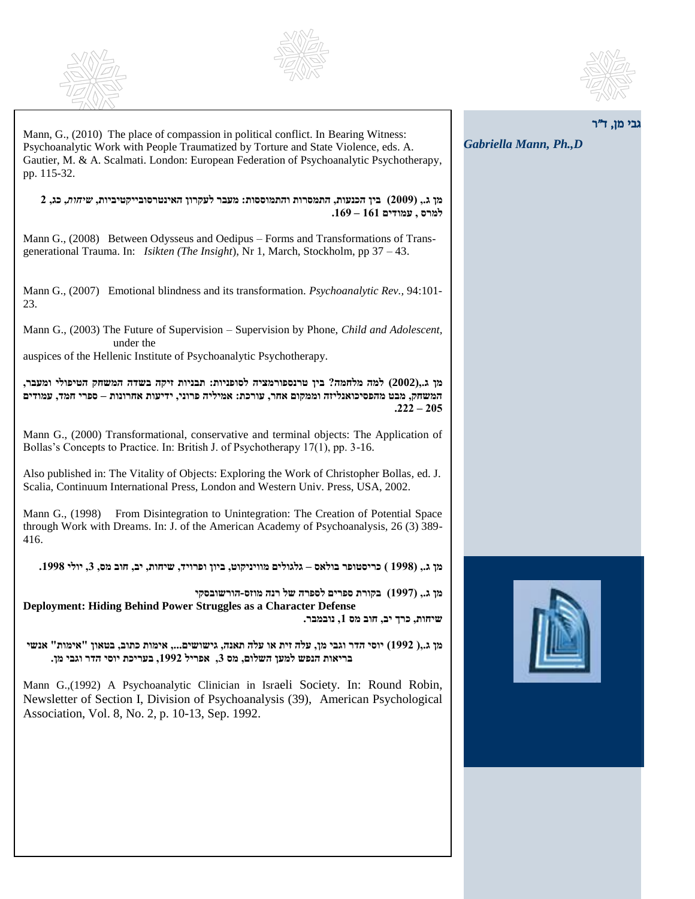**גבי מן, ד"ר**

***Gabriella Mann, Ph.,D***

Mann, G., (2010) The place of compassion in political conflict. In Bearing Witness: Psychoanalytic Work with People Traumatized by Torture and State Violence, eds. A. Gautier, M. & A. Scalmati. London: European Federation of Psychoanalytic Psychotherapy, pp. 115-32.

**מן ג., (2009) בין הכנעות, התמסרות והתמוססות: מעבר לעקרון האינטרסובייקטיביות, *שיחות*, כג, 2 למרס , עמודים 161 – 169.**

Mann G., (2008) Between Odysseus and Oedipus – Forms and Transformations of Trans-generational Trauma. In: *Isikten (The Insight*), Nr 1, March, Stockholm, pp 37 – 43.

Mann G., (2007) Emotional blindness and its transformation. *Psychoanalytic Rev.,* 94:101-23.

Mann G., (2003) The Future of Supervision – Supervision by Phone, *Child and Adolescent,* under the auspices of the Hellenic Institute of Psychoanalytic Psychotherapy.

**מן ג.,(2002) למה מלחמה? בין טרנספורמציה לסופניות: תבניות זיקה בשדה המשחק הטיפולי ומעבר, המשחק, מבט מהפסיכואנליזה וממקום אחר, עורכת: אמיליה פרוני, ידיעות אחרונות – ספרי חמד, עמודים 205 – 222.**

Mann G., (2000) Transformational, conservative and terminal objects: The Application of Bollas's Concepts to Practice. In: British J. of Psychotherapy 17(1), pp. 3-16.

Also published in: The Vitality of Objects: Exploring the Work of Christopher Bollas, ed. J. Scalia, Continuum International Press, London and Western Univ. Press, USA, 2002.

Mann G., (1998) From Disintegration to Unintegration: The Creation of Potential Space through Work with Dreams. In: J. of the American Academy of Psychoanalysis, 26 (3) 389-416.

**מן ג., (1998 ) כריסטופר בולאס – גלגולים מוויניקוט, ביון ופרויד, שיחות, יב, חוב מס, 3, יולי 1998.**

**מן ג., (1997) בקורת ספרים לספרה של רנה מוזס-הורשובסקי**
**Deployment: Hiding Behind Power Struggles as a Character Defense**
**שיחות, כרך יב, חוב מס 1, נובמבר.**

**מן ג.,( 1992) יוסי הדר וגבי מן, עלה זית או עלה תאנה, גישושים..., אימות כתוב, בטאון "אימות" אנשי בריאות הנפש למען השלום, מס 3, אפריל 1992, בעריכת יוסי הדר וגבי מן.**

Mann G.,(1992) A Psychoanalytic Clinician in Israeli Society. In: Round Robin, Newsletter of Section I, Division of Psychoanalysis (39), American Psychological Association, Vol. 8, No. 2, p. 10-13, Sep. 1992.